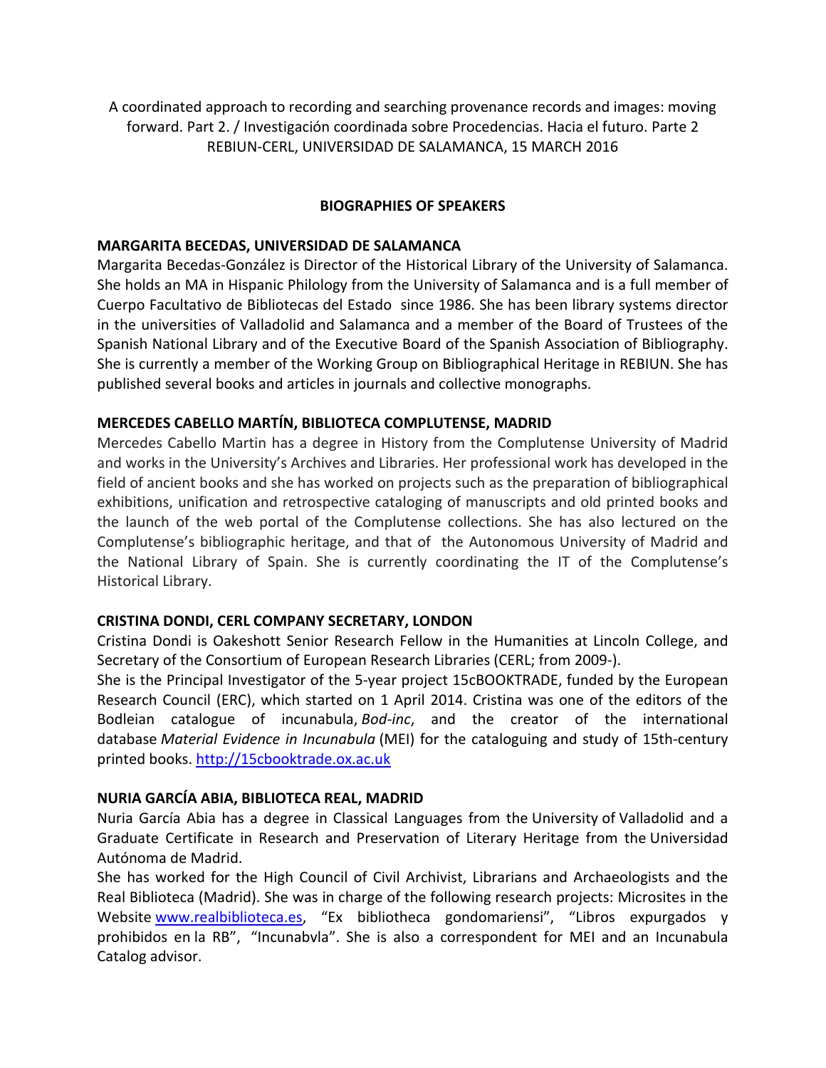A coordinated approach to recording and searching provenance records and images: moving forward. Part 2. / Investigación coordinada sobre Procedencias. Hacia el futuro. Parte 2
REBIUN-CERL, UNIVERSIDAD DE SALAMANCA, 15 MARCH 2016

## BIOGRAPHIES OF SPEAKERS

### MARGARITA BECEDAS, UNIVERSIDAD DE SALAMANCA

Margarita Becedas-González is Director of the Historical Library of the University of Salamanca. She holds an MA in Hispanic Philology from the University of Salamanca and is a full member of Cuerpo Facultativo de Bibliotecas del Estado since 1986. She has been library systems director in the universities of Valladolid and Salamanca and a member of the Board of Trustees of the Spanish National Library and of the Executive Board of the Spanish Association of Bibliography. She is currently a member of the Working Group on Bibliographical Heritage in REBIUN. She has published several books and articles in journals and collective monographs.

### MERCEDES CABELLO MARTÍN, BIBLIOTECA COMPLUTENSE, MADRID

Mercedes Cabello Martin has a degree in History from the Complutense University of Madrid and works in the University's Archives and Libraries. Her professional work has developed in the field of ancient books and she has worked on projects such as the preparation of bibliographical exhibitions, unification and retrospective cataloging of manuscripts and old printed books and the launch of the web portal of the Complutense collections. She has also lectured on the Complutense's bibliographic heritage, and that of the Autonomous University of Madrid and the National Library of Spain. She is currently coordinating the IT of the Complutense's Historical Library.

### CRISTINA DONDI, CERL COMPANY SECRETARY, LONDON

Cristina Dondi is Oakeshott Senior Research Fellow in the Humanities at Lincoln College, and Secretary of the Consortium of European Research Libraries (CERL; from 2009-).

She is the Principal Investigator of the 5-year project 15cBOOKTRADE, funded by the European Research Council (ERC), which started on 1 April 2014. Cristina was one of the editors of the Bodleian catalogue of incunabula, *Bod-inc*, and the creator of the international database *Material Evidence in Incunabula* (MEI) for the cataloguing and study of 15th-century printed books. http://15cbooktrade.ox.ac.uk

### NURIA GARCÍA ABIA, BIBLIOTECA REAL, MADRID

Nuria García Abia has a degree in Classical Languages from the University of Valladolid and a Graduate Certificate in Research and Preservation of Literary Heritage from the Universidad Autónoma de Madrid.

She has worked for the High Council of Civil Archivist, Librarians and Archaeologists and the Real Biblioteca (Madrid). She was in charge of the following research projects: Microsites in the Website www.realbiblioteca.es, "Ex bibliotheca gondomariensi", "Libros expurgados y prohibidos en la RB", "Incunabvla". She is also a correspondent for MEI and an Incunabula Catalog advisor.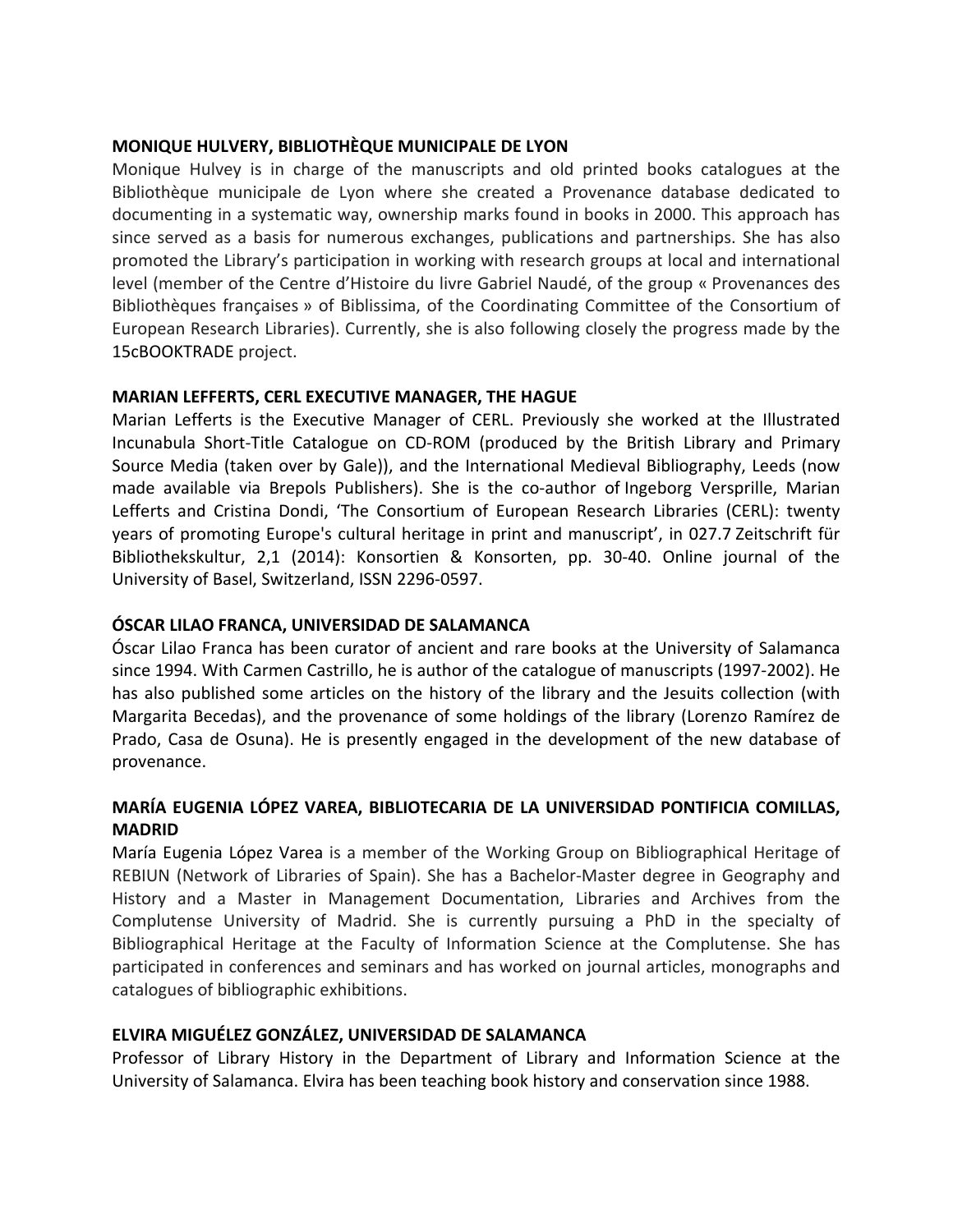**MONIQUE HULVERY, BIBLIOTHÈQUE MUNICIPALE DE LYON**

Monique Hulvey is in charge of the manuscripts and old printed books catalogues at the Bibliothèque municipale de Lyon where she created a Provenance database dedicated to documenting in a systematic way, ownership marks found in books in 2000. This approach has since served as a basis for numerous exchanges, publications and partnerships. She has also promoted the Library's participation in working with research groups at local and international level (member of the Centre d'Histoire du livre Gabriel Naudé, of the group « Provenances des Bibliothèques françaises » of Biblissima, of the Coordinating Committee of the Consortium of European Research Libraries). Currently, she is also following closely the progress made by the 15cBOOKTRADE project.

**MARIAN LEFFERTS, CERL EXECUTIVE MANAGER, THE HAGUE**

Marian Lefferts is the Executive Manager of CERL. Previously she worked at the Illustrated Incunabula Short-Title Catalogue on CD-ROM (produced by the British Library and Primary Source Media (taken over by Gale)), and the International Medieval Bibliography, Leeds (now made available via Brepols Publishers). She is the co-author of Ingeborg Versprille, Marian Lefferts and Cristina Dondi, 'The Consortium of European Research Libraries (CERL): twenty years of promoting Europe's cultural heritage in print and manuscript', in 027.7 Zeitschrift für Bibliothekskultur, 2,1 (2014): Konsortien & Konsorten, pp. 30-40. Online journal of the University of Basel, Switzerland, ISSN 2296-0597.

**ÓSCAR LILAO FRANCA, UNIVERSIDAD DE SALAMANCA**

Óscar Lilao Franca has been curator of ancient and rare books at the University of Salamanca since 1994. With Carmen Castrillo, he is author of the catalogue of manuscripts (1997-2002). He has also published some articles on the history of the library and the Jesuits collection (with Margarita Becedas), and the provenance of some holdings of the library (Lorenzo Ramírez de Prado, Casa de Osuna). He is presently engaged in the development of the new database of provenance.

**MARÍA EUGENIA LÓPEZ VAREA, BIBLIOTECARIA DE LA UNIVERSIDAD PONTIFICIA COMILLAS, MADRID**

María Eugenia López Varea is a member of the Working Group on Bibliographical Heritage of REBIUN (Network of Libraries of Spain). She has a Bachelor-Master degree in Geography and History and a Master in Management Documentation, Libraries and Archives from the Complutense University of Madrid. She is currently pursuing a PhD in the specialty of Bibliographical Heritage at the Faculty of Information Science at the Complutense. She has participated in conferences and seminars and has worked on journal articles, monographs and catalogues of bibliographic exhibitions.

**ELVIRA MIGUÉLEZ GONZÁLEZ, UNIVERSIDAD DE SALAMANCA**

Professor of Library History in the Department of Library and Information Science at the University of Salamanca. Elvira has been teaching book history and conservation since 1988.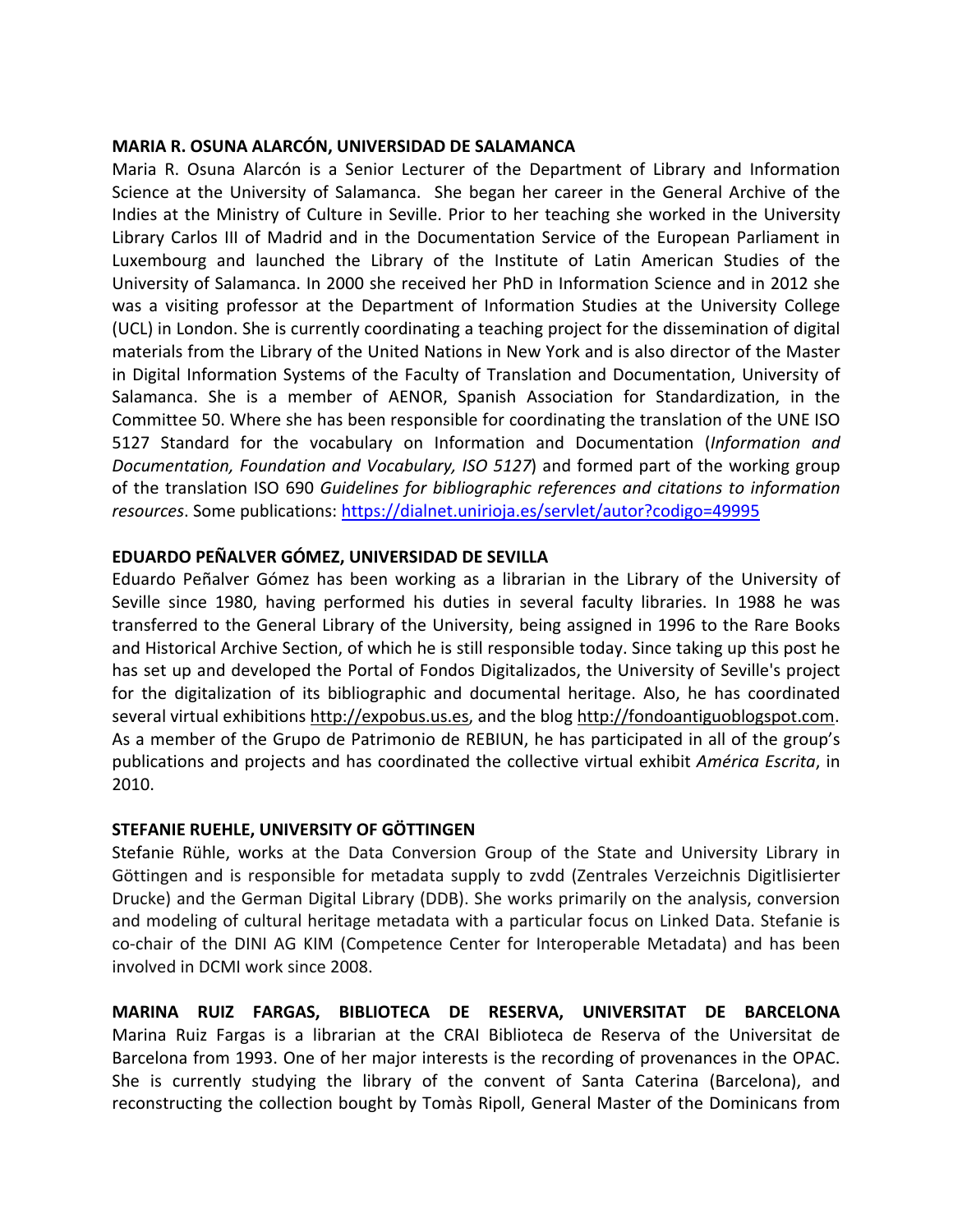**MARIA R. OSUNA ALARCÓN, UNIVERSIDAD DE SALAMANCA**

Maria R. Osuna Alarcón is a Senior Lecturer of the Department of Library and Information Science at the University of Salamanca. She began her career in the General Archive of the Indies at the Ministry of Culture in Seville. Prior to her teaching she worked in the University Library Carlos III of Madrid and in the Documentation Service of the European Parliament in Luxembourg and launched the Library of the Institute of Latin American Studies of the University of Salamanca. In 2000 she received her PhD in Information Science and in 2012 she was a visiting professor at the Department of Information Studies at the University College (UCL) in London. She is currently coordinating a teaching project for the dissemination of digital materials from the Library of the United Nations in New York and is also director of the Master in Digital Information Systems of the Faculty of Translation and Documentation, University of Salamanca. She is a member of AENOR, Spanish Association for Standardization, in the Committee 50. Where she has been responsible for coordinating the translation of the UNE ISO 5127 Standard for the vocabulary on Information and Documentation (*Information and Documentation, Foundation and Vocabulary, ISO 5127*) and formed part of the working group of the translation ISO 690 *Guidelines for bibliographic references and citations to information resources*. Some publications: https://dialnet.unirioja.es/servlet/autor?codigo=49995

**EDUARDO PEÑALVER GÓMEZ, UNIVERSIDAD DE SEVILLA**

Eduardo Peñalver Gómez has been working as a librarian in the Library of the University of Seville since 1980, having performed his duties in several faculty libraries. In 1988 he was transferred to the General Library of the University, being assigned in 1996 to the Rare Books and Historical Archive Section, of which he is still responsible today. Since taking up this post he has set up and developed the Portal of Fondos Digitalizados, the University of Seville's project for the digitalization of its bibliographic and documental heritage. Also, he has coordinated several virtual exhibitions http://expobus.us.es, and the blog http://fondoantiguoblogspot.com. As a member of the Grupo de Patrimonio de REBIUN, he has participated in all of the group's publications and projects and has coordinated the collective virtual exhibit *América Escrita*, in 2010.

**STEFANIE RUEHLE, UNIVERSITY OF GÖTTINGEN**

Stefanie Rühle, works at the Data Conversion Group of the State and University Library in Göttingen and is responsible for metadata supply to zvdd (Zentrales Verzeichnis Digitlisierter Drucke) and the German Digital Library (DDB). She works primarily on the analysis, conversion and modeling of cultural heritage metadata with a particular focus on Linked Data. Stefanie is co-chair of the DINI AG KIM (Competence Center for Interoperable Metadata) and has been involved in DCMI work since 2008.

**MARINA RUIZ FARGAS, BIBLIOTECA DE RESERVA, UNIVERSITAT DE BARCELONA**

Marina Ruiz Fargas is a librarian at the CRAI Biblioteca de Reserva of the Universitat de Barcelona from 1993. One of her major interests is the recording of provenances in the OPAC. She is currently studying the library of the convent of Santa Caterina (Barcelona), and reconstructing the collection bought by Tomàs Ripoll, General Master of the Dominicans from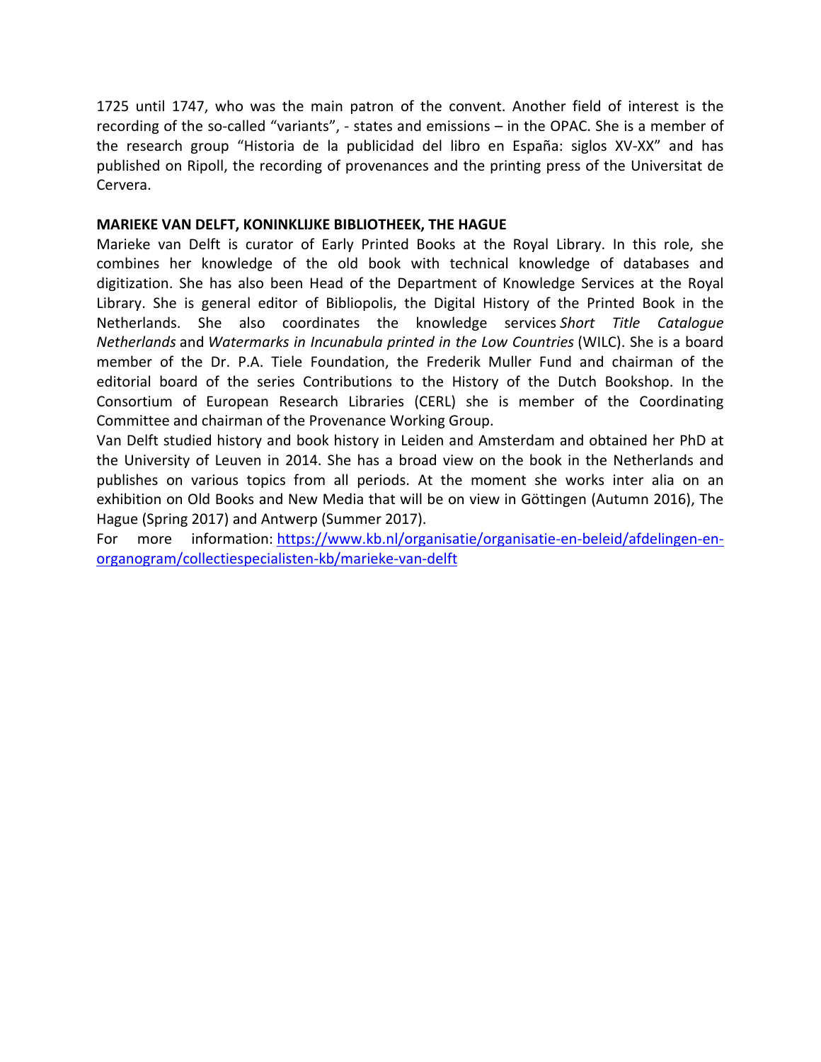1725 until 1747, who was the main patron of the convent. Another field of interest is the recording of the so-called "variants", - states and emissions – in the OPAC. She is a member of the research group "Historia de la publicidad del libro en España: siglos XV-XX" and has published on Ripoll, the recording of provenances and the printing press of the Universitat de Cervera.

**MARIEKE VAN DELFT, KONINKLIJKE BIBLIOTHEEK, THE HAGUE**

Marieke van Delft is curator of Early Printed Books at the Royal Library. In this role, she combines her knowledge of the old book with technical knowledge of databases and digitization. She has also been Head of the Department of Knowledge Services at the Royal Library. She is general editor of Bibliopolis, the Digital History of the Printed Book in the Netherlands. She also coordinates the knowledge services *Short Title Catalogue Netherlands* and *Watermarks in Incunabula printed in the Low Countries* (WILC). She is a board member of the Dr. P.A. Tiele Foundation, the Frederik Muller Fund and chairman of the editorial board of the series Contributions to the History of the Dutch Bookshop. In the Consortium of European Research Libraries (CERL) she is member of the Coordinating Committee and chairman of the Provenance Working Group.

Van Delft studied history and book history in Leiden and Amsterdam and obtained her PhD at the University of Leuven in 2014. She has a broad view on the book in the Netherlands and publishes on various topics from all periods. At the moment she works inter alia on an exhibition on Old Books and New Media that will be on view in Göttingen (Autumn 2016), The Hague (Spring 2017) and Antwerp (Summer 2017).

For more information: [https://www.kb.nl/organisatie/organisatie-en-beleid/afdelingen-en-organogram/collectiespecialisten-kb/marieke-van-delft](https://www.kb.nl/organisatie/organisatie-en-beleid/afdelingen-en-organogram/collectiespecialisten-kb/marieke-van-delft)